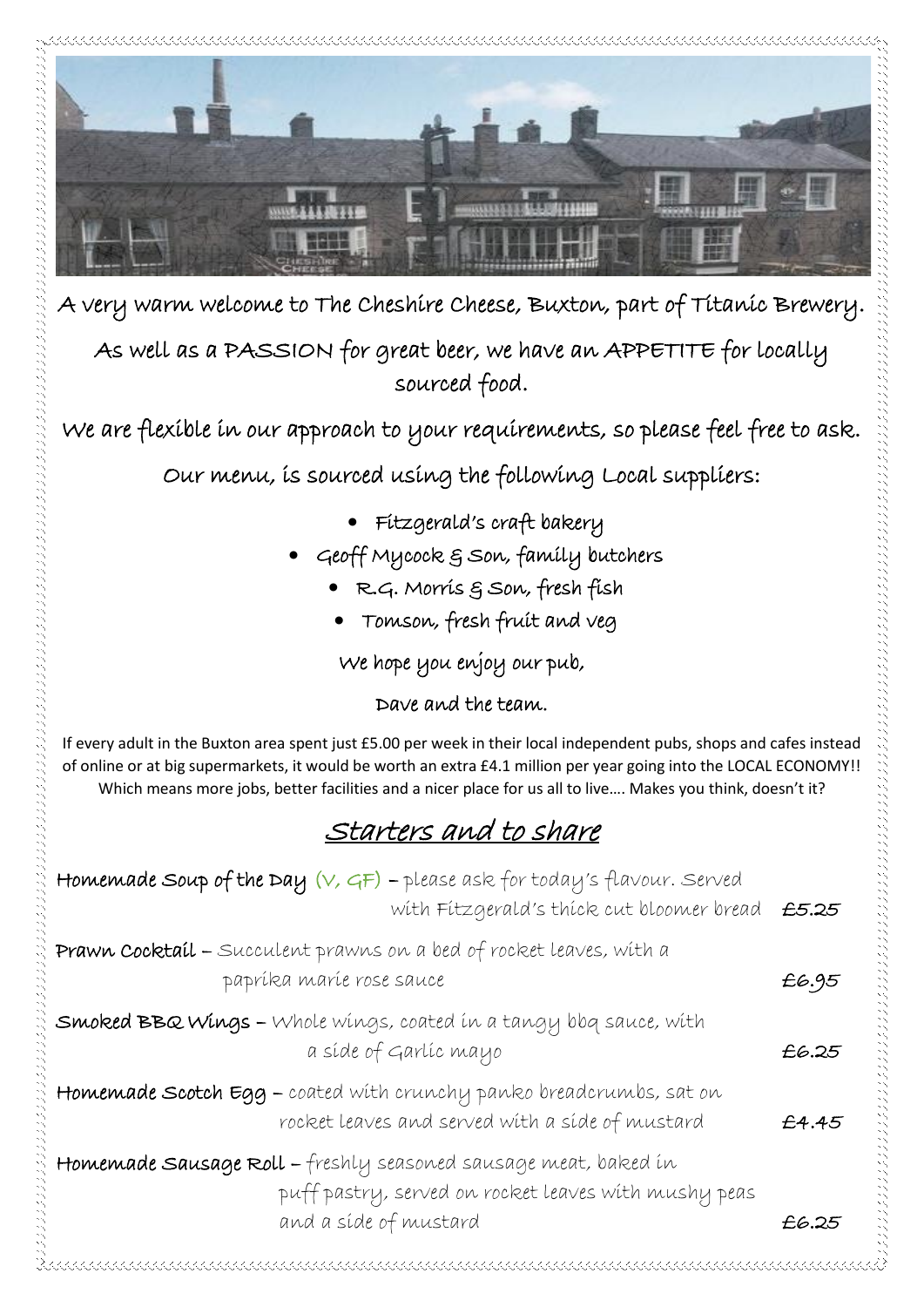A very warm welcome to The Cheshire Cheese, Buxton, part of Titanic Brewery.

As well as a PASSION for great beer, we have an APPETITE for locally sourced food.

We are flexible in our approach to your requirements, so please feel free to ask.

Our menu, is sourced using the following Local suppliers:

- Fitzgerald's craft bakery
- Geoff Mycock & Son, family butchers
- R.G. Morris & Son, fresh fish
- Tomson, fresh fruit and veg

We hope you enjoy our pub,

Dave and the team.

If every adult in the Buxton area spent just £5.00 per week in their local independent pubs, shops and cafes instead of online or at big supermarkets, it would be worth an extra £4.1 million per year going into the LOCAL ECONOMY!! Which means more jobs, better facilities and a nicer place for us all to live…. Makes you think, doesn't it?

## Starters and to share

**Homemade Soup of the Day** (V, GF) – please ask for today's flavour. Served with Fitzgerald's thick cut bloomer bread **£5.25**

**Prawn Cocktail** – Succulent prawns on a bed of rocket leaves, with a paprika marie rose sauce **£6.95**

**Smoked BBQ Wings** – Whole wings, coated in a tangy bbq sauce, with a side of Garlic mayo **£6.25**

**Homemade Scotch Egg** – coated with crunchy panko breadcrumbs, sat on rocket leaves and served with a side of mustard **£4.45**

**Homemade Sausage Roll** – freshly seasoned sausage meat, baked in puff pastry, served on rocket leaves with mushy peas and a side of mustard **£6.25**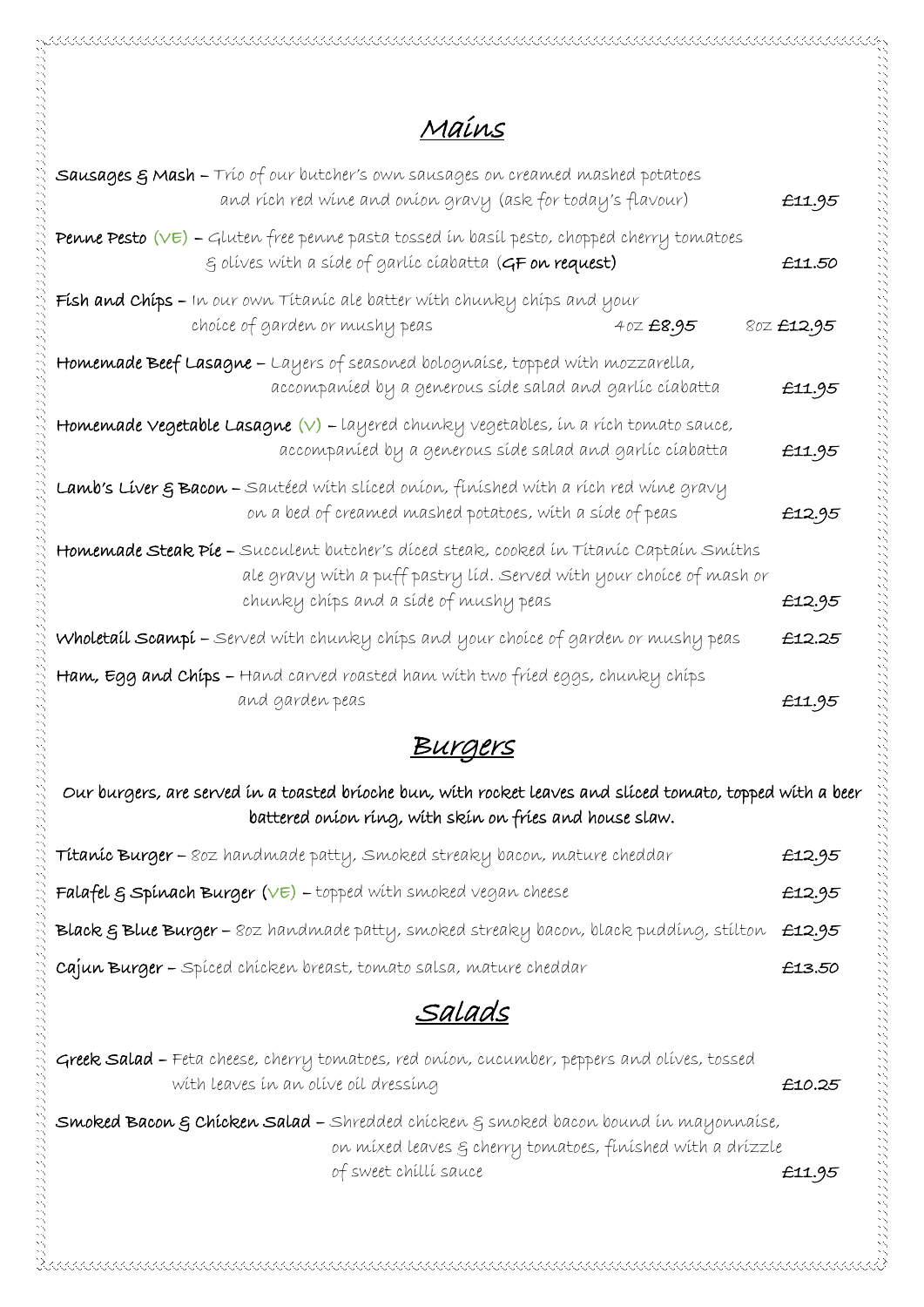## Mains

**Sausages & Mash** – Trio of our butcher's own sausages on creamed mashed potatoes and rich red wine and onion gravy (ask for today's flavour) £11.95

**Penne Pesto** (VE) – Gluten free penne pasta tossed in basil pesto, chopped cherry tomatoes & olives with a side of garlic ciabatta (**GF on request**) £11.50

**Fish and Chips** – In our own Titanic ale batter with chunky chips and your choice of garden or mushy peas 4oz **£8.95** 8oz **£12.95**

**Homemade Beef Lasagne** – Layers of seasoned bolognaise, topped with mozzarella, accompanied by a generous side salad and garlic ciabatta £11.95

**Homemade Vegetable Lasagne** (V) – layered chunky vegetables, in a rich tomato sauce, accompanied by a generous side salad and garlic ciabatta £11.95

**Lamb's Liver & Bacon** – Sautéed with sliced onion, finished with a rich red wine gravy on a bed of creamed mashed potatoes, with a side of peas £12.95

**Homemade Steak Pie** – Succulent butcher's diced steak, cooked in Titanic Captain Smiths ale gravy with a puff pastry lid. Served with your choice of mash or chunky chips and a side of mushy peas £12.95

**Wholetail Scampi** – Served with chunky chips and your choice of garden or mushy peas £12.25

**Ham, Egg and Chips** – Hand carved roasted ham with two fried eggs, chunky chips and garden peas £11.95

## Burgers

**Our burgers, are served in a toasted brioche bun, with rocket leaves and sliced tomato, topped with a beer battered onion ring, with skin on fries and house slaw.**

**Titanic Burger** – 8oz handmade patty, Smoked streaky bacon, mature cheddar £12.95

**Falafel & Spinach Burger** (VE) – topped with smoked vegan cheese £12.95

**Black & Blue Burger** – 8oz handmade patty, smoked streaky bacon, black pudding, stilton £12.95

**Cajun Burger** – Spiced chicken breast, tomato salsa, mature cheddar £13.50

## Salads

**Greek Salad** – Feta cheese, cherry tomatoes, red onion, cucumber, peppers and olives, tossed with leaves in an olive oil dressing £10.25

**Smoked Bacon & Chicken Salad** – Shredded chicken & smoked bacon bound in mayonnaise, on mixed leaves & cherry tomatoes, finished with a drizzle of sweet chilli sauce £11.95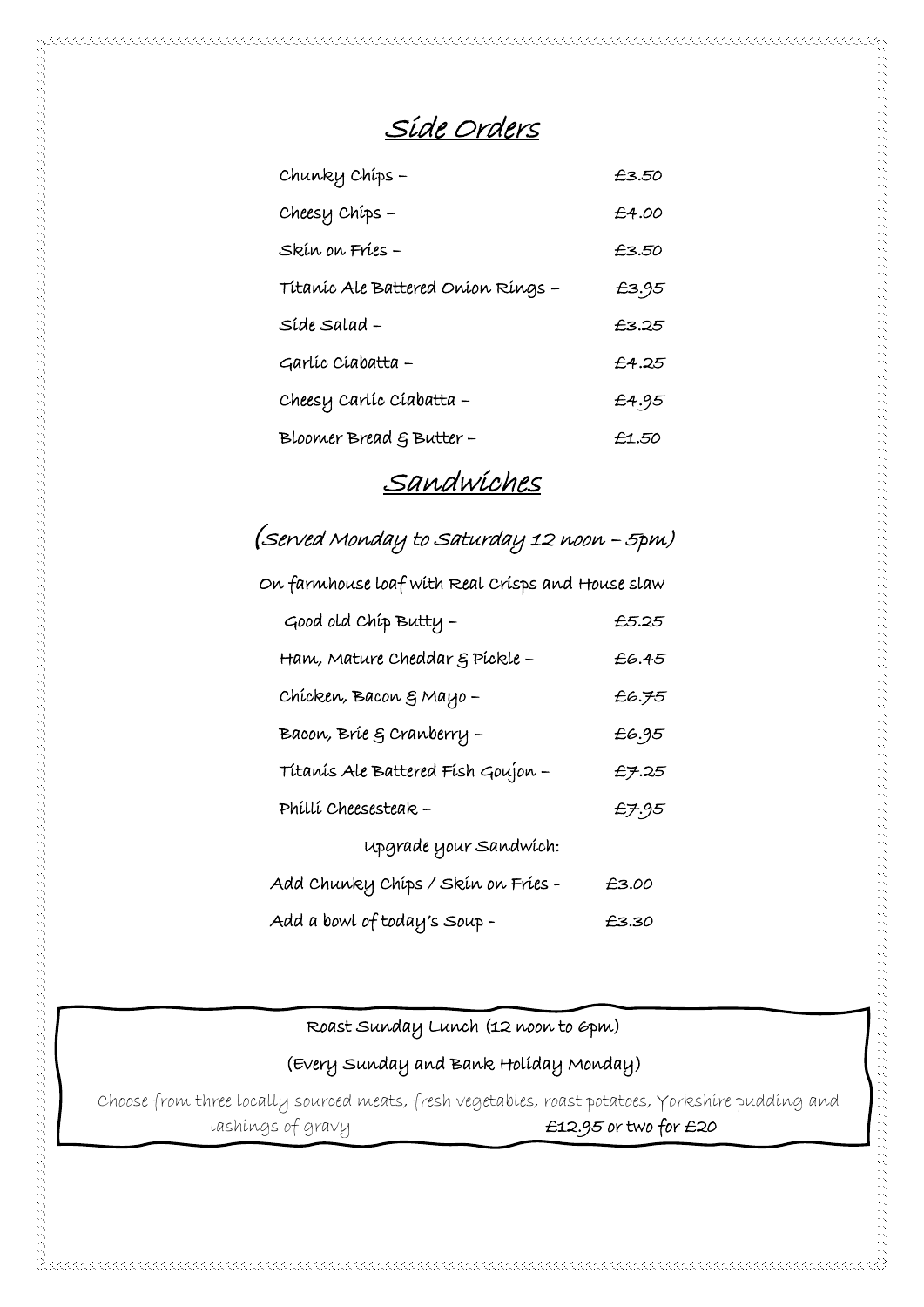## Side Orders

| | |
|---|---|
| Chunky Chips – | £3.50 |
| Cheesy Chips – | £4.00 |
| Skin on Fries – | £3.50 |
| Titanic Ale Battered Onion Rings – | £3.95 |
| Side Salad – | £3.25 |
| Garlic Ciabatta – | £4.25 |
| Cheesy Carlic Ciabatta – | £4.95 |
| Bloomer Bread & Butter – | £1.50 |

## Sandwiches

(Served Monday to Saturday 12 noon – 5pm)

On farmhouse loaf with Real Crisps and House slaw

| | |
|---|---|
| Good old Chip Butty – | £5.25 |
| Ham, Mature Cheddar & Pickle – | £6.45 |
| Chicken, Bacon & Mayo – | £6.75 |
| Bacon, Brie & Cranberry – | £6.95 |
| Titanis Ale Battered Fish Goujon – | £7.25 |
| Philli Cheesesteak – | £7.95 |

Upgrade your Sandwich:

| | |
|---|---|
| Add Chunky Chips / Skin on Fries - | £3.00 |
| Add a bowl of today's Soup - | £3.30 |

Roast Sunday Lunch (12 noon to 6pm)

(Every Sunday and Bank Holiday Monday)

Choose from three locally sourced meats, fresh vegetables, roast potatoes, Yorkshire pudding and lashings of gravy **£12.95 or two for £20**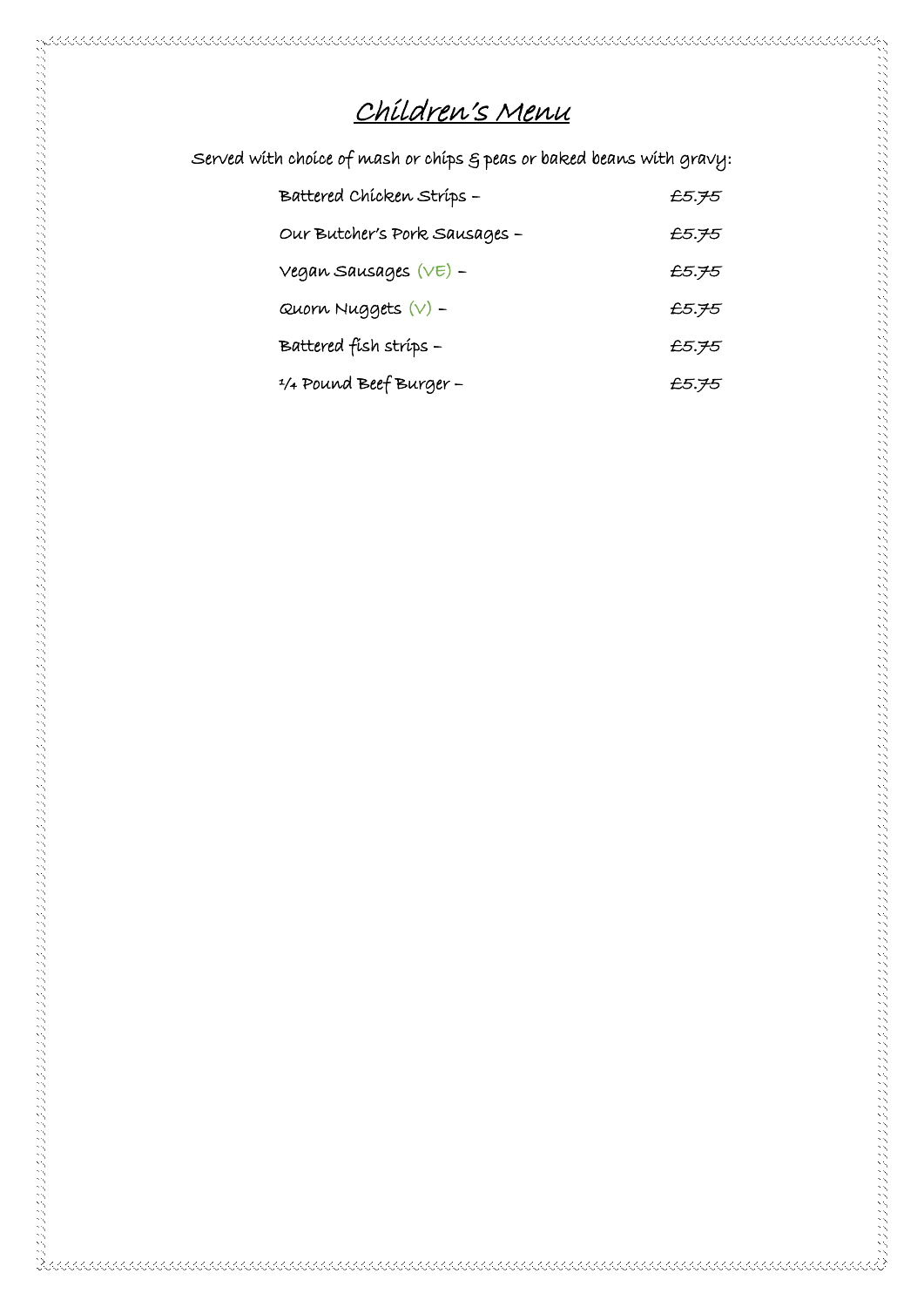# Children's Menu

Served with choice of mash or chips & peas or baked beans with gravy:

| | |
|---|---|
| Battered Chicken Strips – | £5.75 |
| Our Butcher's Pork Sausages – | £5.75 |
| Vegan Sausages (VE) – | £5.75 |
| Quorn Nuggets (V) – | £5.75 |
| Battered fish strips – | £5.75 |
| ¼ Pound Beef Burger – | £5.75 |